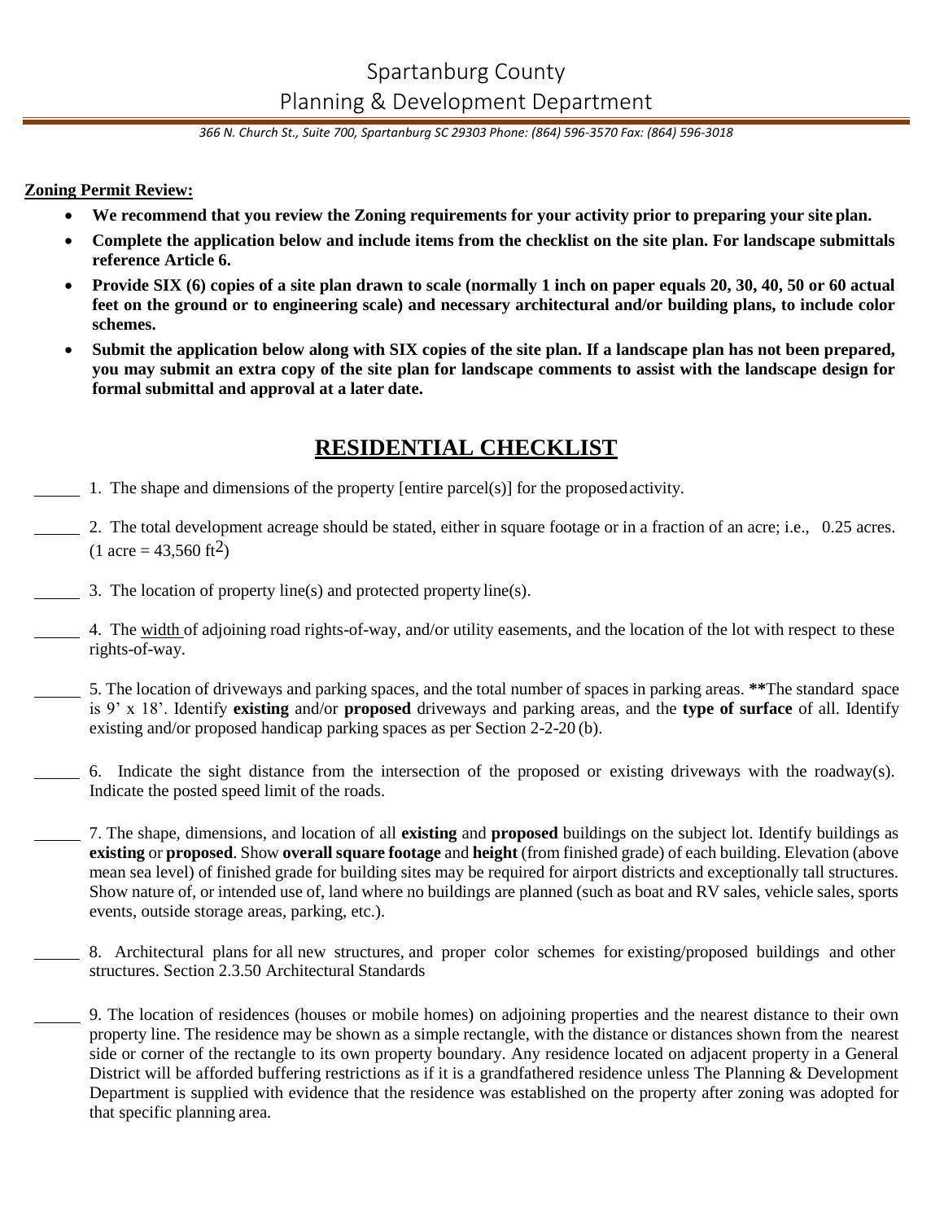# Spartanburg County
## Planning & Development Department

*366 N. Church St., Suite 700, Spartanburg SC 29303 Phone: (864) 596-3570 Fax: (864) 596-3018*

**Zoning Permit Review:**

- **We recommend that you review the Zoning requirements for your activity prior to preparing your site plan.**
- **Complete the application below and include items from the checklist on the site plan. For landscape submittals reference Article 6.**
- **Provide SIX (6) copies of a site plan drawn to scale (normally 1 inch on paper equals 20, 30, 40, 50 or 60 actual feet on the ground or to engineering scale) and necessary architectural and/or building plans, to include color schemes.**
- **Submit the application below along with SIX copies of the site plan. If a landscape plan has not been prepared, you may submit an extra copy of the site plan for landscape comments to assist with the landscape design for formal submittal and approval at a later date.**

## RESIDENTIAL CHECKLIST

_____ 1. The shape and dimensions of the property [entire parcel(s)] for the proposed activity.

_____ 2. The total development acreage should be stated, either in square footage or in a fraction of an acre; i.e., 0.25 acres. (1 acre = 43,560 $ft^2$)

_____ 3. The location of property line(s) and protected property line(s).

_____ 4. The width of adjoining road rights-of-way, and/or utility easements, and the location of the lot with respect to these rights-of-way.

_____ 5. The location of driveways and parking spaces, and the total number of spaces in parking areas. **\*\***The standard space is 9' x 18'. Identify **existing** and/or **proposed** driveways and parking areas, and the **type of surface** of all. Identify existing and/or proposed handicap parking spaces as per Section 2-2-20 (b).

_____ 6. Indicate the sight distance from the intersection of the proposed or existing driveways with the roadway(s). Indicate the posted speed limit of the roads.

_____ 7. The shape, dimensions, and location of all **existing** and **proposed** buildings on the subject lot. Identify buildings as **existing** or **proposed**. Show **overall square footage** and **height** (from finished grade) of each building. Elevation (above mean sea level) of finished grade for building sites may be required for airport districts and exceptionally tall structures. Show nature of, or intended use of, land where no buildings are planned (such as boat and RV sales, vehicle sales, sports events, outside storage areas, parking, etc.).

_____ 8. Architectural plans for all new structures, and proper color schemes for existing/proposed buildings and other structures. Section 2.3.50 Architectural Standards

_____ 9. The location of residences (houses or mobile homes) on adjoining properties and the nearest distance to their own property line. The residence may be shown as a simple rectangle, with the distance or distances shown from the nearest side or corner of the rectangle to its own property boundary. Any residence located on adjacent property in a General District will be afforded buffering restrictions as if it is a grandfathered residence unless The Planning & Development Department is supplied with evidence that the residence was established on the property after zoning was adopted for that specific planning area.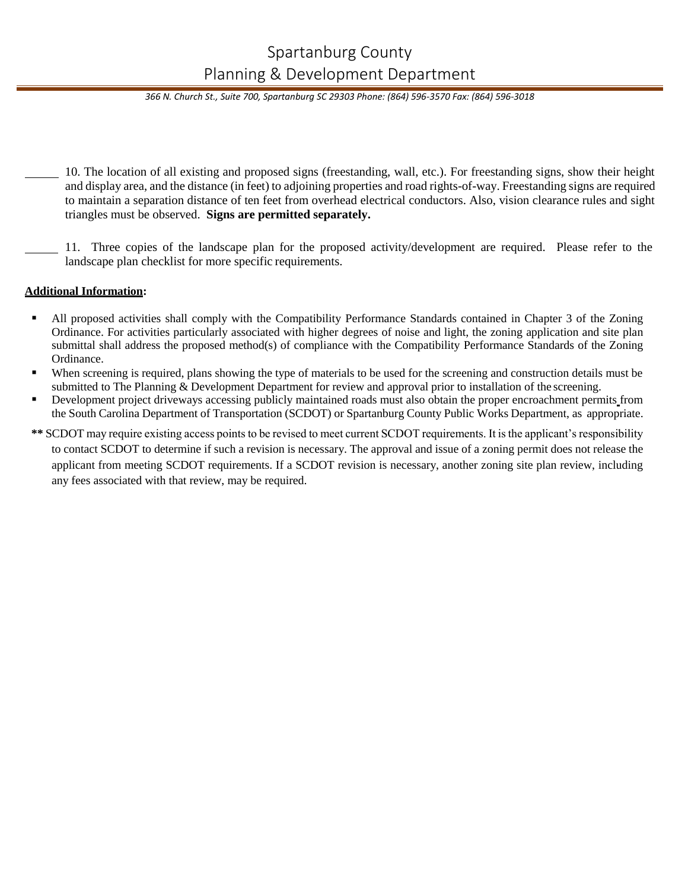\_\_\_\_\_\_ 10. The location of all existing and proposed signs (freestanding, wall, etc.). For freestanding signs, show their height and display area, and the distance (in feet) to adjoining properties and road rights-of-way. Freestanding signs are required to maintain a separation distance of ten feet from overhead electrical conductors. Also, vision clearance rules and sight triangles must be observed. **Signs are permitted separately.**

\_\_\_\_\_\_ 11. Three copies of the landscape plan for the proposed activity/development are required. Please refer to the landscape plan checklist for more specific requirements.

**Additional Information:**

- All proposed activities shall comply with the Compatibility Performance Standards contained in Chapter 3 of the Zoning Ordinance. For activities particularly associated with higher degrees of noise and light, the zoning application and site plan submittal shall address the proposed method(s) of compliance with the Compatibility Performance Standards of the Zoning Ordinance.
- When screening is required, plans showing the type of materials to be used for the screening and construction details must be submitted to The Planning & Development Department for review and approval prior to installation of the screening.
- Development project driveways accessing publicly maintained roads must also obtain the proper encroachment permits from the South Carolina Department of Transportation (SCDOT) or Spartanburg County Public Works Department, as appropriate.

**\*\*** SCDOT may require existing access points to be revised to meet current SCDOT requirements. It is the applicant's responsibility to contact SCDOT to determine if such a revision is necessary. The approval and issue of a zoning permit does not release the applicant from meeting SCDOT requirements. If a SCDOT revision is necessary, another zoning site plan review, including any fees associated with that review, may be required.